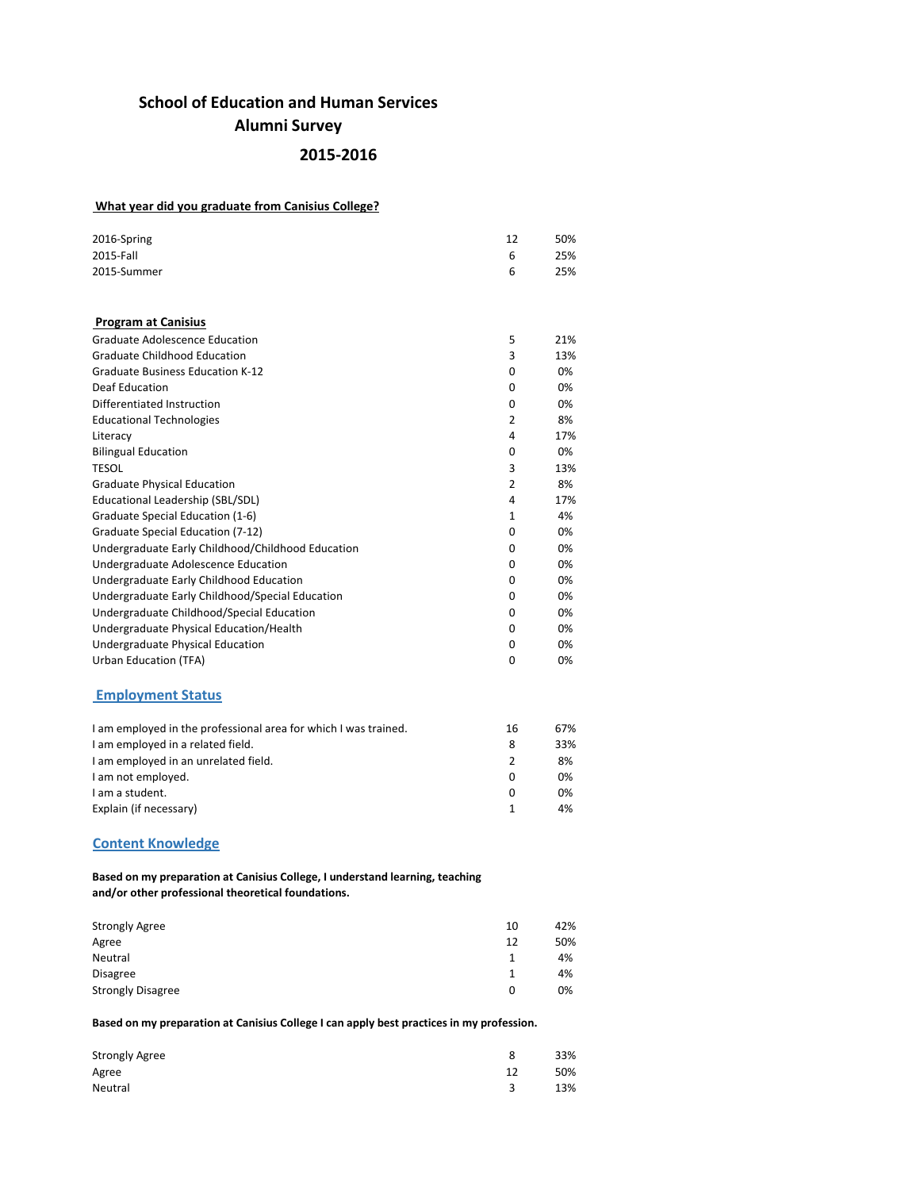# School of Education and Human Services
## Alumni Survey
## 2015-2016

**What year did you graduate from Canisius College?**

| | | |
|---|---|---|
| 2016-Spring | 12 | 50% |
| 2015-Fall | 6 | 25% |
| 2015-Summer | 6 | 25% |

**Program at Canisius**

| | | |
|---|---|---|
| Graduate Adolescence Education | 5 | 21% |
| Graduate Childhood Education | 3 | 13% |
| Graduate Business Education K-12 | 0 | 0% |
| Deaf Education | 0 | 0% |
| Differentiated Instruction | 0 | 0% |
| Educational Technologies | 2 | 8% |
| Literacy | 4 | 17% |
| Bilingual Education | 0 | 0% |
| TESOL | 3 | 13% |
| Graduate Physical Education | 2 | 8% |
| Educational Leadership (SBL/SDL) | 4 | 17% |
| Graduate Special Education (1-6) | 1 | 4% |
| Graduate Special Education (7-12) | 0 | 0% |
| Undergraduate Early Childhood/Childhood Education | 0 | 0% |
| Undergraduate Adolescence Education | 0 | 0% |
| Undergraduate Early Childhood Education | 0 | 0% |
| Undergraduate Early Childhood/Special Education | 0 | 0% |
| Undergraduate Childhood/Special Education | 0 | 0% |
| Undergraduate Physical Education/Health | 0 | 0% |
| Undergraduate Physical Education | 0 | 0% |
| Urban Education (TFA) | 0 | 0% |

## Employment Status

| | | |
|---|---|---|
| I am employed in the professional area for which I was trained. | 16 | 67% |
| I am employed in a related field. | 8 | 33% |
| I am employed in an unrelated field. | 2 | 8% |
| I am not employed. | 0 | 0% |
| I am a student. | 0 | 0% |
| Explain (if necessary) | 1 | 4% |

## Content Knowledge

**Based on my preparation at Canisius College, I understand learning, teaching and/or other professional theoretical foundations.**

| | | |
|---|---|---|
| Strongly Agree | 10 | 42% |
| Agree | 12 | 50% |
| Neutral | 1 | 4% |
| Disagree | 1 | 4% |
| Strongly Disagree | 0 | 0% |

**Based on my preparation at Canisius College I can apply best practices in my profession.**

| | | |
|---|---|---|
| Strongly Agree | 8 | 33% |
| Agree | 12 | 50% |
| Neutral | 3 | 13% |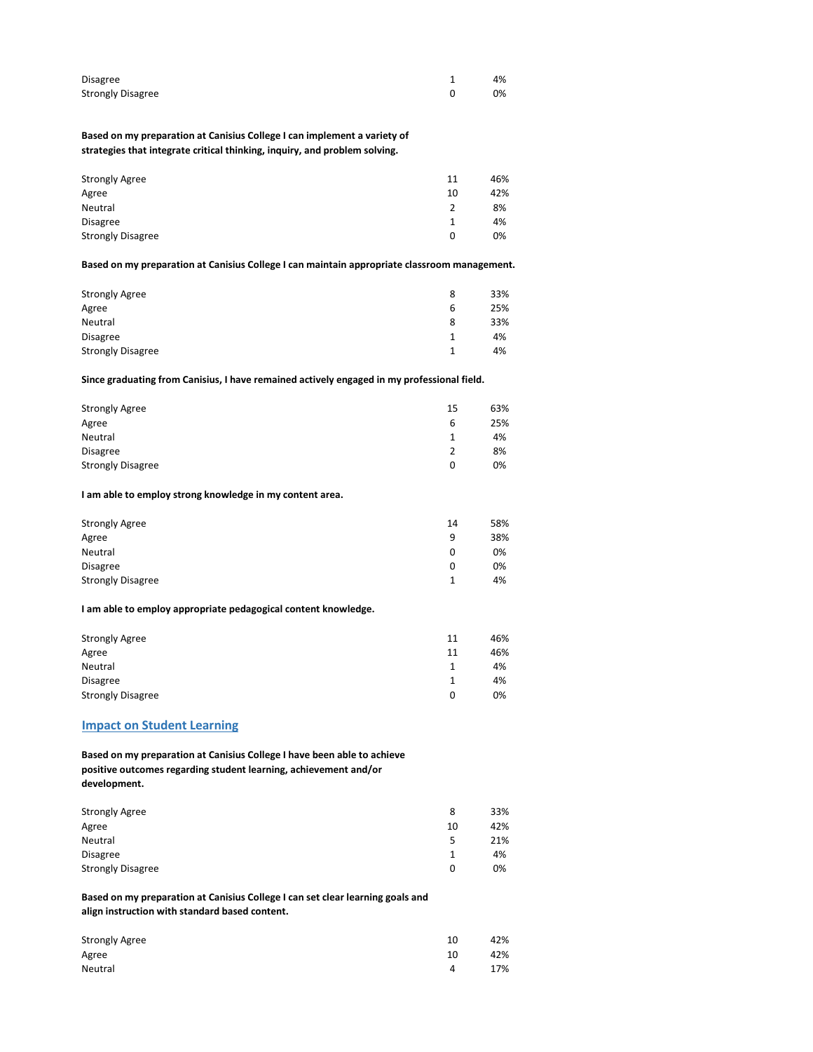| | | |
|---|---|---|
| Disagree | 1 | 4% |
| Strongly Disagree | 0 | 0% |

**Based on my preparation at Canisius College I can implement a variety of strategies that integrate critical thinking, inquiry, and problem solving.**

| | | |
|---|---|---|
| Strongly Agree | 11 | 46% |
| Agree | 10 | 42% |
| Neutral | 2 | 8% |
| Disagree | 1 | 4% |
| Strongly Disagree | 0 | 0% |

**Based on my preparation at Canisius College I can maintain appropriate classroom management.**

| | | |
|---|---|---|
| Strongly Agree | 8 | 33% |
| Agree | 6 | 25% |
| Neutral | 8 | 33% |
| Disagree | 1 | 4% |
| Strongly Disagree | 1 | 4% |

**Since graduating from Canisius, I have remained actively engaged in my professional field.**

| | | |
|---|---|---|
| Strongly Agree | 15 | 63% |
| Agree | 6 | 25% |
| Neutral | 1 | 4% |
| Disagree | 2 | 8% |
| Strongly Disagree | 0 | 0% |

**I am able to employ strong knowledge in my content area.**

| | | |
|---|---|---|
| Strongly Agree | 14 | 58% |
| Agree | 9 | 38% |
| Neutral | 0 | 0% |
| Disagree | 0 | 0% |
| Strongly Disagree | 1 | 4% |

**I am able to employ appropriate pedagogical content knowledge.**

| | | |
|---|---|---|
| Strongly Agree | 11 | 46% |
| Agree | 11 | 46% |
| Neutral | 1 | 4% |
| Disagree | 1 | 4% |
| Strongly Disagree | 0 | 0% |

## Impact on Student Learning

**Based on my preparation at Canisius College I have been able to achieve positive outcomes regarding student learning, achievement and/or development.**

| | | |
|---|---|---|
| Strongly Agree | 8 | 33% |
| Agree | 10 | 42% |
| Neutral | 5 | 21% |
| Disagree | 1 | 4% |
| Strongly Disagree | 0 | 0% |

**Based on my preparation at Canisius College I can set clear learning goals and align instruction with standard based content.**

| | | |
|---|---|---|
| Strongly Agree | 10 | 42% |
| Agree | 10 | 42% |
| Neutral | 4 | 17% |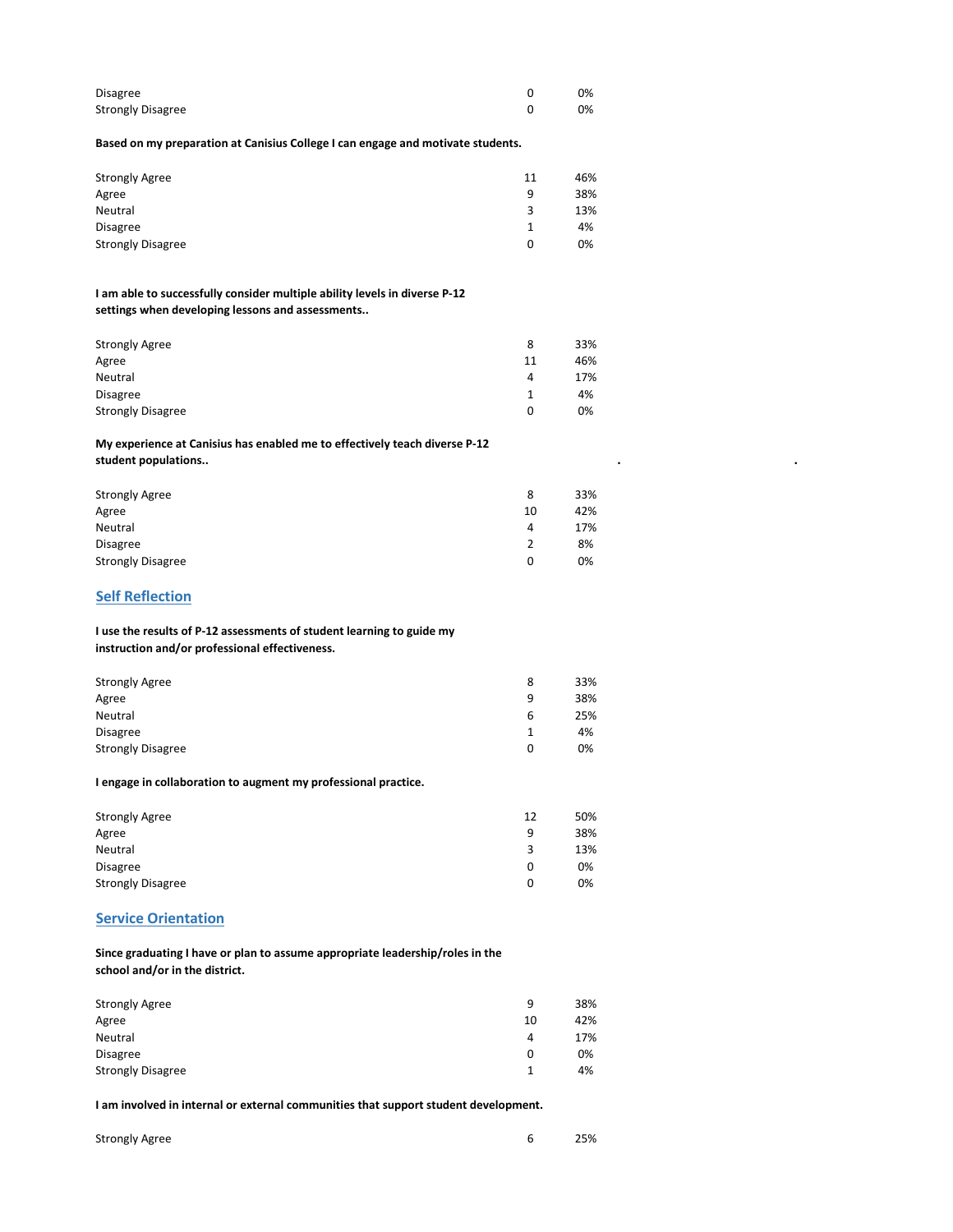| | | |
|---|---|---|
| Disagree | 0 | 0% |
| Strongly Disagree | 0 | 0% |

**Based on my preparation at Canisius College I can engage and motivate students.**

| | | |
|---|---|---|
| Strongly Agree | 11 | 46% |
| Agree | 9 | 38% |
| Neutral | 3 | 13% |
| Disagree | 1 | 4% |
| Strongly Disagree | 0 | 0% |

**I am able to successfully consider multiple ability levels in diverse P-12 settings when developing lessons and assessments..**

| | | |
|---|---|---|
| Strongly Agree | 8 | 33% |
| Agree | 11 | 46% |
| Neutral | 4 | 17% |
| Disagree | 1 | 4% |
| Strongly Disagree | 0 | 0% |

**My experience at Canisius has enabled me to effectively teach diverse P-12 student populations..**

| | | |
|---|---|---|
| Strongly Agree | 8 | 33% |
| Agree | 10 | 42% |
| Neutral | 4 | 17% |
| Disagree | 2 | 8% |
| Strongly Disagree | 0 | 0% |

## Self Reflection

**I use the results of P-12 assessments of student learning to guide my instruction and/or professional effectiveness.**

| | | |
|---|---|---|
| Strongly Agree | 8 | 33% |
| Agree | 9 | 38% |
| Neutral | 6 | 25% |
| Disagree | 1 | 4% |
| Strongly Disagree | 0 | 0% |

**I engage in collaboration to augment my professional practice.**

| | | |
|---|---|---|
| Strongly Agree | 12 | 50% |
| Agree | 9 | 38% |
| Neutral | 3 | 13% |
| Disagree | 0 | 0% |
| Strongly Disagree | 0 | 0% |

## Service Orientation

**Since graduating I have or plan to assume appropriate leadership/roles in the school and/or in the district.**

| | | |
|---|---|---|
| Strongly Agree | 9 | 38% |
| Agree | 10 | 42% |
| Neutral | 4 | 17% |
| Disagree | 0 | 0% |
| Strongly Disagree | 1 | 4% |

**I am involved in internal or external communities that support student development.**

| | | |
|---|---|---|
| Strongly Agree | 6 | 25% |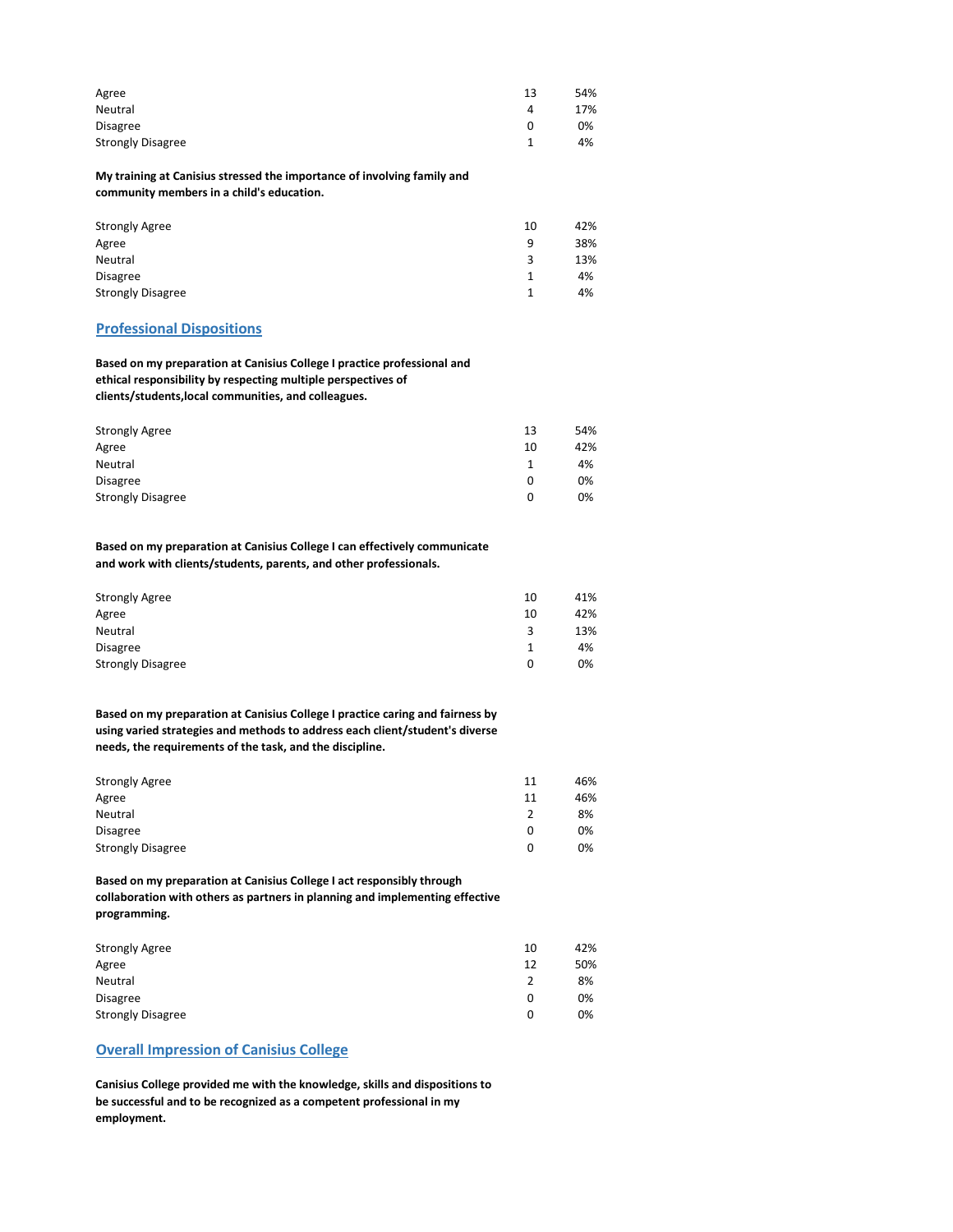| | | |
|---|---|---|
| Agree | 13 | 54% |
| Neutral | 4 | 17% |
| Disagree | 0 | 0% |
| Strongly Disagree | 1 | 4% |

**My training at Canisius stressed the importance of involving family and community members in a child's education.**

| | | |
|---|---|---|
| Strongly Agree | 10 | 42% |
| Agree | 9 | 38% |
| Neutral | 3 | 13% |
| Disagree | 1 | 4% |
| Strongly Disagree | 1 | 4% |

## Professional Dispositions

**Based on my preparation at Canisius College I practice professional and ethical responsibility by respecting multiple perspectives of clients/students,local communities, and colleagues.**

| | | |
|---|---|---|
| Strongly Agree | 13 | 54% |
| Agree | 10 | 42% |
| Neutral | 1 | 4% |
| Disagree | 0 | 0% |
| Strongly Disagree | 0 | 0% |

**Based on my preparation at Canisius College I can effectively communicate and work with clients/students, parents, and other professionals.**

| | | |
|---|---|---|
| Strongly Agree | 10 | 41% |
| Agree | 10 | 42% |
| Neutral | 3 | 13% |
| Disagree | 1 | 4% |
| Strongly Disagree | 0 | 0% |

**Based on my preparation at Canisius College I practice caring and fairness by using varied strategies and methods to address each client/student's diverse needs, the requirements of the task, and the discipline.**

| | | |
|---|---|---|
| Strongly Agree | 11 | 46% |
| Agree | 11 | 46% |
| Neutral | 2 | 8% |
| Disagree | 0 | 0% |
| Strongly Disagree | 0 | 0% |

**Based on my preparation at Canisius College I act responsibly through collaboration with others as partners in planning and implementing effective programming.**

| | | |
|---|---|---|
| Strongly Agree | 10 | 42% |
| Agree | 12 | 50% |
| Neutral | 2 | 8% |
| Disagree | 0 | 0% |
| Strongly Disagree | 0 | 0% |

## Overall Impression of Canisius College

**Canisius College provided me with the knowledge, skills and dispositions to be successful and to be recognized as a competent professional in my employment.**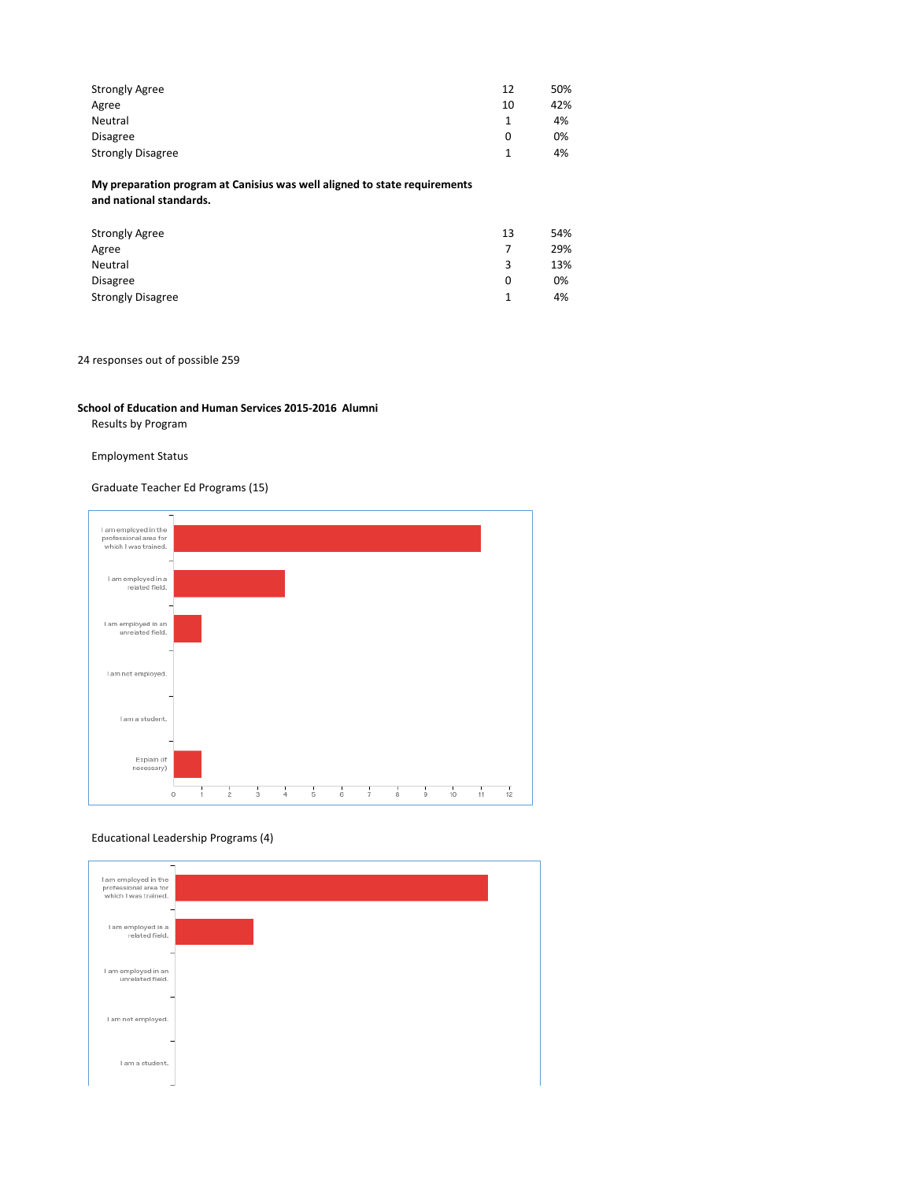| | | |
|---|---|---|
| Strongly Agree | 12 | 50% |
| Agree | 10 | 42% |
| Neutral | 1 | 4% |
| Disagree | 0 | 0% |
| Strongly Disagree | 1 | 4% |

**My preparation program at Canisius was well aligned to state requirements and national standards.**

| | | |
|---|---|---|
| Strongly Agree | 13 | 54% |
| Agree | 7 | 29% |
| Neutral | 3 | 13% |
| Disagree | 0 | 0% |
| Strongly Disagree | 1 | 4% |

24 responses out of possible 259

**School of Education and Human Services 2015-2016 Alumni**

Results by Program

Employment Status

Graduate Teacher Ed Programs (15)

| Response | Count |
|---|---|
| I am employed in the professional area for which I was trained. | 11 |
| I am employed in a related field. | 4 |
| I am employed in an unrelated field. | 1 |
| I am not employed. | 0 |
| I am a student. | 0 |
| Explain (if necessary) | 1 |

Educational Leadership Programs (4)

| Response |
|---|
| I am employed in the professional area for which I was trained. |
| I am employed in a related field. |
| I am employed in an unrelated field. |
| I am not employed. |
| I am a student. |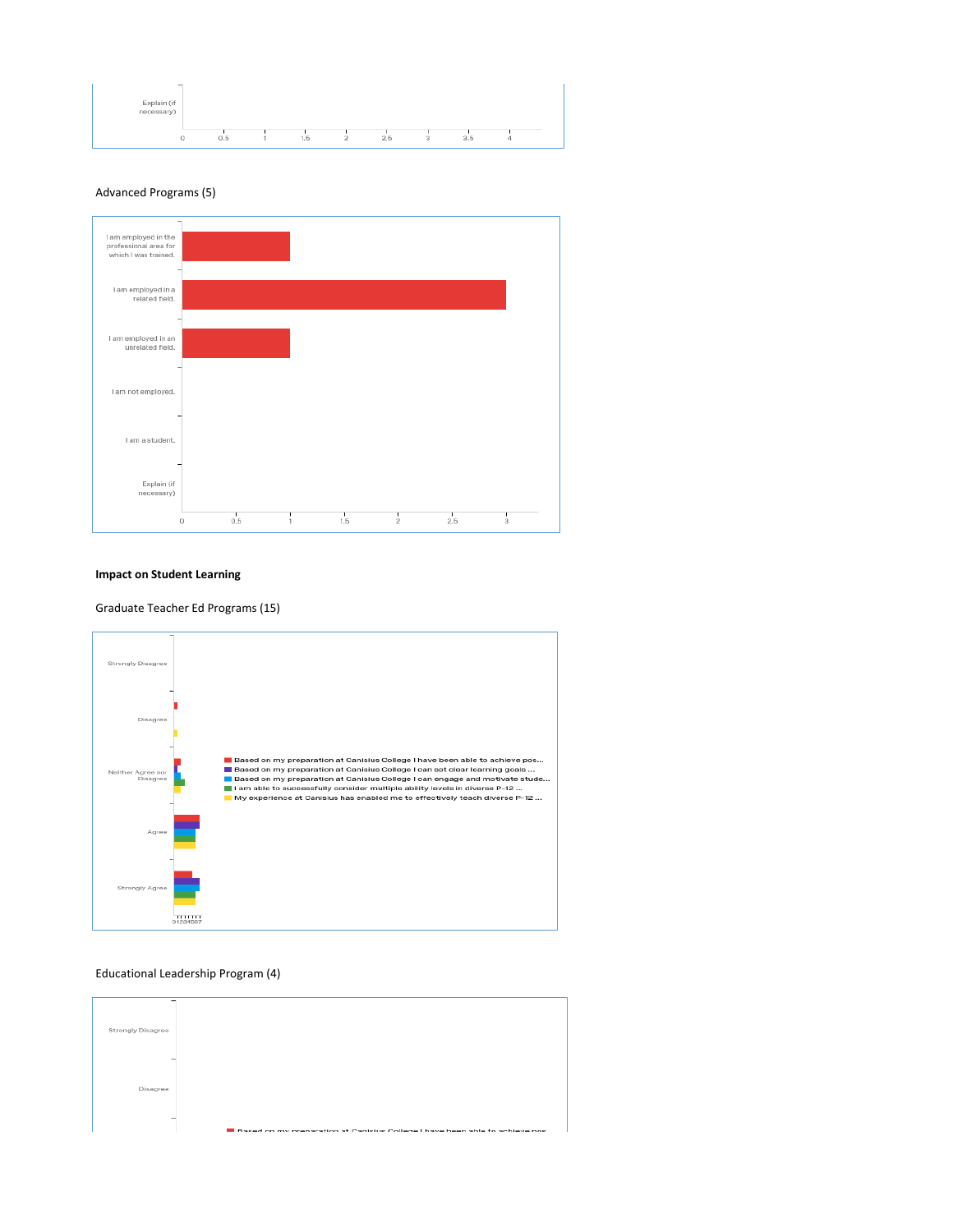Advanced Programs (5)

Impact on Student Learning

Graduate Teacher Ed Programs (15)

Educational Leadership Program (4)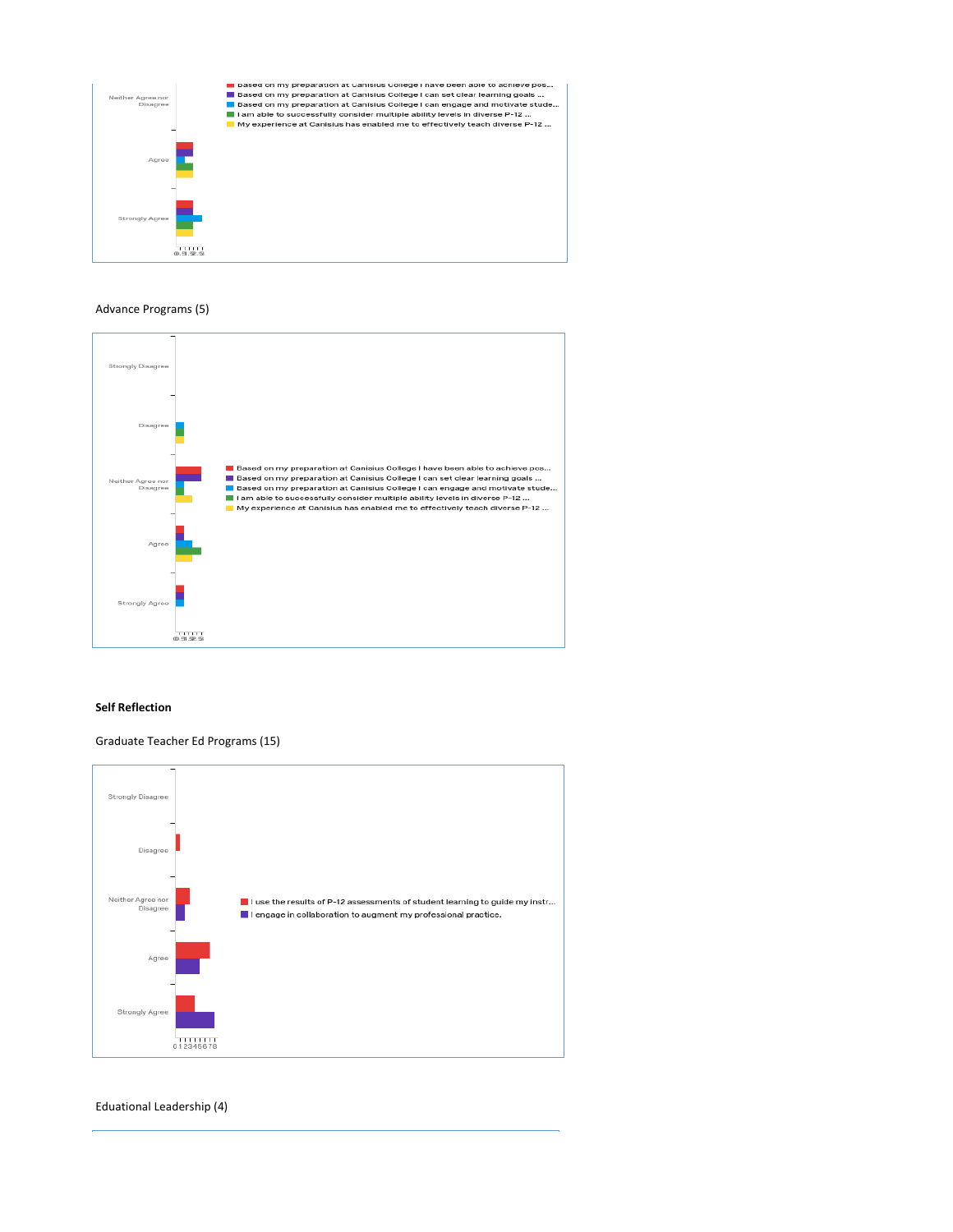Neither Agree nor Disagree

Agree

Strongly Agree

0 .5 1 1.5 2 2.5

- Based on my preparation at Canisius College I have been able to achieve pos...
- Based on my preparation at Canisius College I can set clear learning goals ...
- Based on my preparation at Canisius College I can engage and motivate stude...
- I am able to successfully consider multiple ability levels in diverse P-12 ...
- My experience at Canisius has enabled me to effectively teach diverse P-12 ...

Advance Programs (5)

Strongly Disagree

Disagree

Neither Agree nor Disagree

Agree

Strongly Agree

0 .5 1 1.5 2 2.5

- Based on my preparation at Canisius College I have been able to achieve pos...
- Based on my preparation at Canisius College I can set clear learning goals ...
- Based on my preparation at Canisius College I can engage and motivate stude...
- I am able to successfully consider multiple ability levels in diverse P-12 ...
- My experience at Canisius has enabled me to effectively teach diverse P-12 ...

**Self Reflection**

Graduate Teacher Ed Programs (15)

Strongly Disagree

Disagree

Neither Agree nor Disagree

Agree

Strongly Agree

0 1 2 3 4 5 6 7 8

- I use the results of P-12 assessments of student learning to guide my instr...
- I engage in collaboration to augment my professional practice.

Eduational Leadership (4)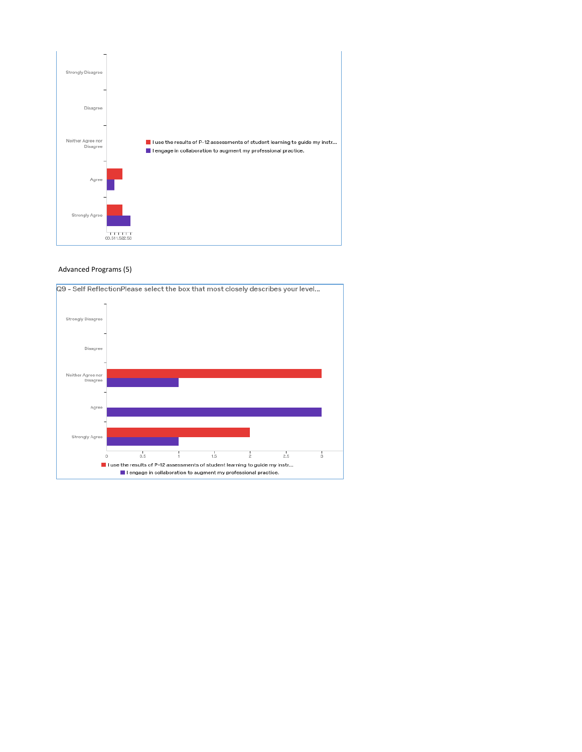Strongly Disagree

Disagree

Neither Agree nor Disagree

Agree

Strongly Agree

00.511.522.53

I use the results of P-12 assessments of student learning to guide my instr...

I engage in collaboration to augment my professional practice.

Advanced Programs (5)

Q9 - Self ReflectionPlease select the box that most closely describes your level...

Strongly Disagree

Disagree

Neither Agree nor Disagree

Agree

Strongly Agree

0 0.5 1 1.5 2 2.5 3

I use the results of P-12 assessments of student learning to guide my instr...

I engage in collaboration to augment my professional practice.